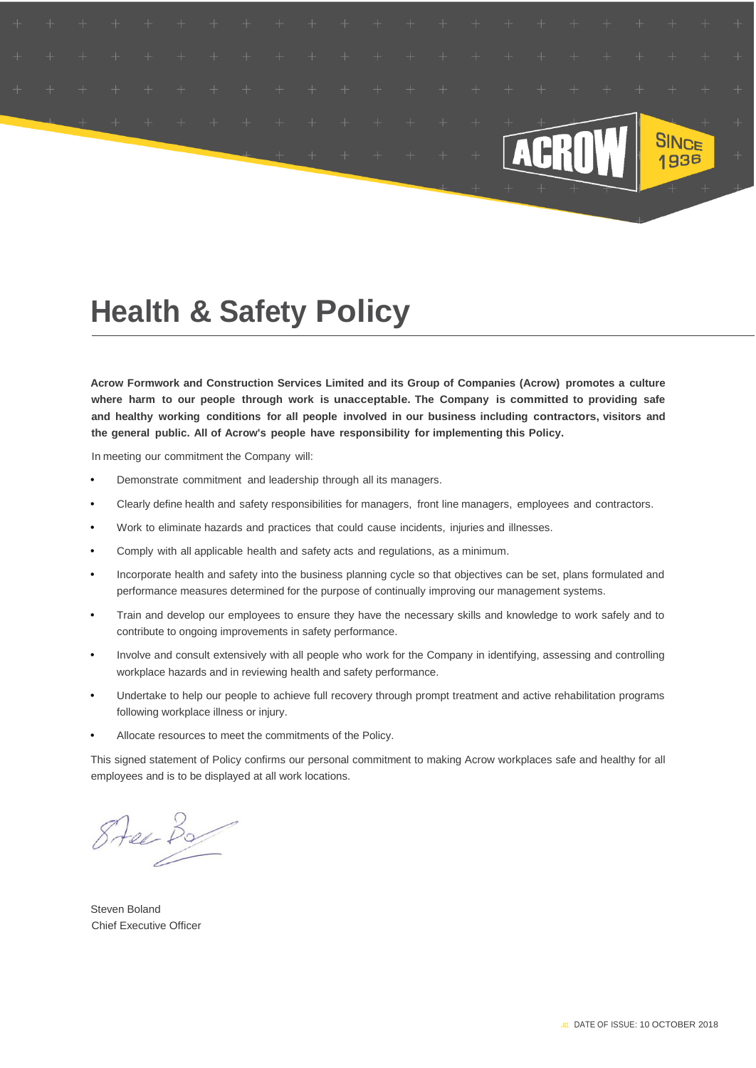# Health & Safety Policy

**Acrow Formwork and Construction Services Limited and its Group of Companies (Acrow) promotes a culture where harm to our people through work is unacceptable. The Company is committed to providing safe and healthy working conditions for all people involved in our business including contractors, visitors and the general public. All of Acrow's people have responsibility for implementing this Policy.**

In meeting our commitment the Company will:

- Demonstrate commitment and leadership through all its managers.
- Clearly define health and safety responsibilities for managers, front line managers, employees and contractors.
- Work to eliminate hazards and practices that could cause incidents, injuries and illnesses.
- Comply with all applicable health and safety acts and regulations, as a minimum.
- Incorporate health and safety into the business planning cycle so that objectives can be set, plans formulated and performance measures determined for the purpose of continually improving our management systems.
- Train and develop our employees to ensure they have the necessary skills and knowledge to work safely and to contribute to ongoing improvements in safety performance.
- Involve and consult extensively with all people who work for the Company in identifying, assessing and controlling workplace hazards and in reviewing health and safety performance.
- Undertake to help our people to achieve full recovery through prompt treatment and active rehabilitation programs following workplace illness or injury.
- Allocate resources to meet the commitments of the Policy.

This signed statement of Policy confirms our personal commitment to making Acrow workplaces safe and healthy for all employees and is to be displayed at all work locations.

Steven Boland
Chief Executive Officer

DATE OF ISSUE: 10 OCTOBER 2018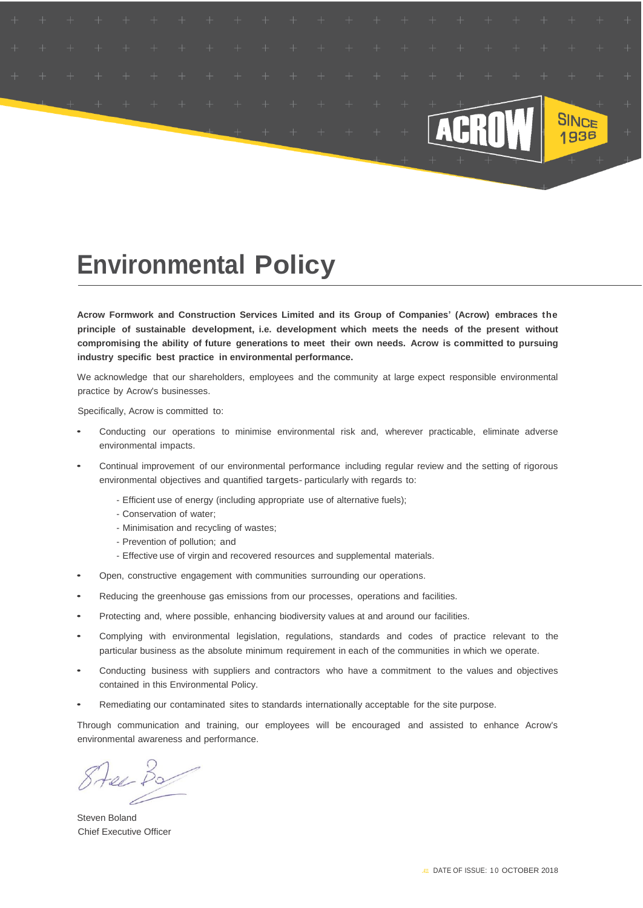# Environmental Policy

**Acrow Formwork and Construction Services Limited and its Group of Companies' (Acrow) embraces the principle of sustainable development, i.e. development which meets the needs of the present without compromising the ability of future generations to meet their own needs. Acrow is committed to pursuing industry specific best practice in environmental performance.**

We acknowledge that our shareholders, employees and the community at large expect responsible environmental practice by Acrow's businesses.

Specifically, Acrow is committed to:

- Conducting our operations to minimise environmental risk and, wherever practicable, eliminate adverse environmental impacts.
- Continual improvement of our environmental performance including regular review and the setting of rigorous environmental objectives and quantified targets- particularly with regards to:
  - Efficient use of energy (including appropriate use of alternative fuels);
  - Conservation of water;
  - Minimisation and recycling of wastes;
  - Prevention of pollution; and
  - Effective use of virgin and recovered resources and supplemental materials.
- Open, constructive engagement with communities surrounding our operations.
- Reducing the greenhouse gas emissions from our processes, operations and facilities.
- Protecting and, where possible, enhancing biodiversity values at and around our facilities.
- Complying with environmental legislation, regulations, standards and codes of practice relevant to the particular business as the absolute minimum requirement in each of the communities in which we operate.
- Conducting business with suppliers and contractors who have a commitment to the values and objectives contained in this Environmental Policy.
- Remediating our contaminated sites to standards internationally acceptable for the site purpose.

Through communication and training, our employees will be encouraged and assisted to enhance Acrow's environmental awareness and performance.

Steven Boland
Chief Executive Officer

DATE OF ISSUE: 10 OCTOBER 2018